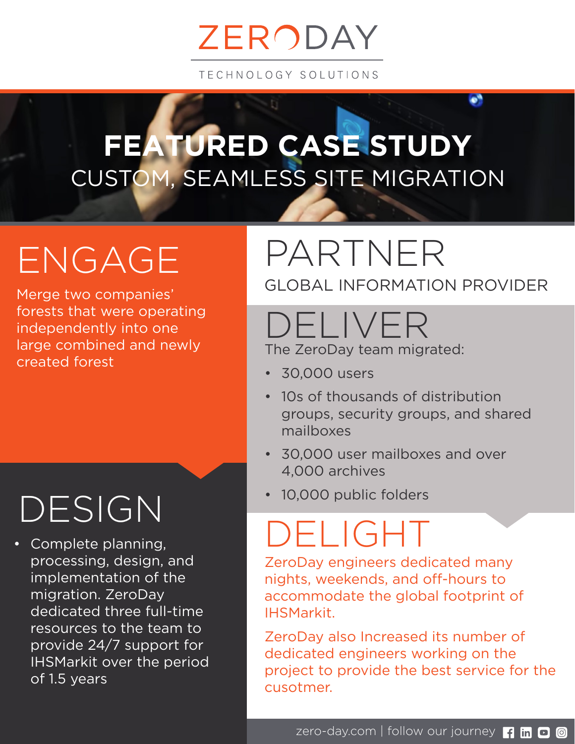# ZERODAY

TECHNOLOGY SOLUTIONS

## FEATURED CASE STUDY

CUSTOM, SEAMLESS SITE MIGRATION

## ENGAGE

Merge two companies' forests that were operating independently into one large combined and newly created forest

## PARTNER

GLOBAL INFORMATION PROVIDER

## DESIGN

- Complete planning, processing, design, and implementation of the migration. ZeroDay dedicated three full-time resources to the team to provide 24/7 support for IHSMarkit over the period of 1.5 years

## DELIVER

The ZeroDay team migrated:

- 30,000 users
- 10s of thousands of distribution groups, security groups, and shared mailboxes
- 30,000 user mailboxes and over 4,000 archives
- 10,000 public folders

## DELIGHT

ZeroDay engineers dedicated many nights, weekends, and off-hours to accommodate the global footprint of IHSMarkit.

ZeroDay also Increased its number of dedicated engineers working on the project to provide the best service for the cusotmer.

zero-day.com | follow our journey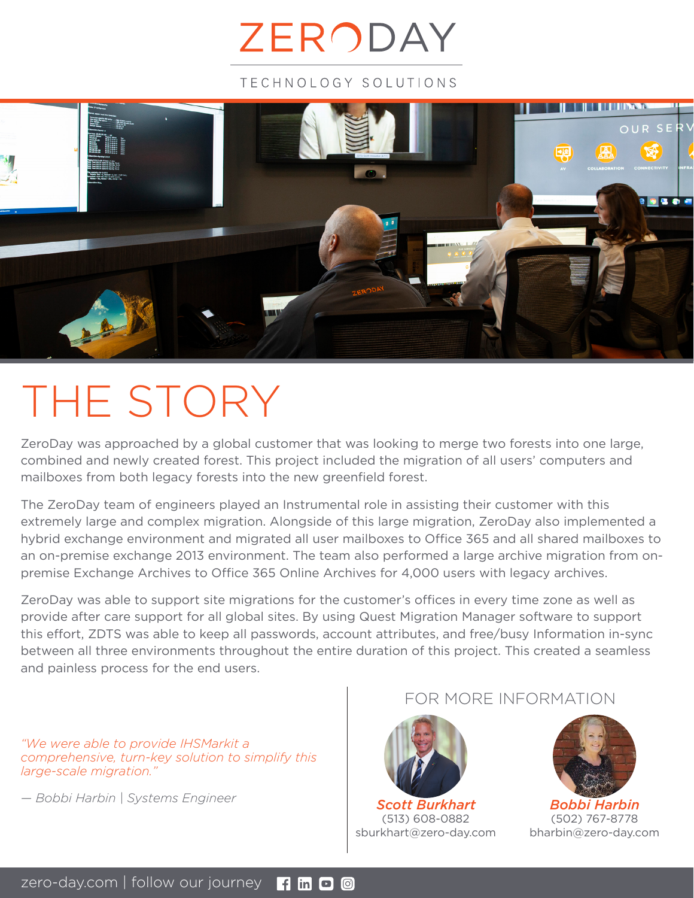# ZERODAY

TECHNOLOGY SOLUTIONS

# THE STORY

ZeroDay was approached by a global customer that was looking to merge two forests into one large, combined and newly created forest. This project included the migration of all users' computers and mailboxes from both legacy forests into the new greenfield forest.

The ZeroDay team of engineers played an Instrumental role in assisting their customer with this extremely large and complex migration. Alongside of this large migration, ZeroDay also implemented a hybrid exchange environment and migrated all user mailboxes to Office 365 and all shared mailboxes to an on-premise exchange 2013 environment. The team also performed a large archive migration from on-premise Exchange Archives to Office 365 Online Archives for 4,000 users with legacy archives.

ZeroDay was able to support site migrations for the customer's offices in every time zone as well as provide after care support for all global sites. By using Quest Migration Manager software to support this effort, ZDTS was able to keep all passwords, account attributes, and free/busy Information in-sync between all three environments throughout the entire duration of this project. This created a seamless and painless process for the end users.

*"We were able to provide IHSMarkit a comprehensive, turn-key solution to simplify this large-scale migration."*

*— Bobbi Harbin | Systems Engineer*

## FOR MORE INFORMATION

**Scott Burkhart**
(513) 608-0882
sburkhart@zero-day.com

**Bobbi Harbin**
(502) 767-8778
bharbin@zero-day.com

zero-day.com | follow our journey